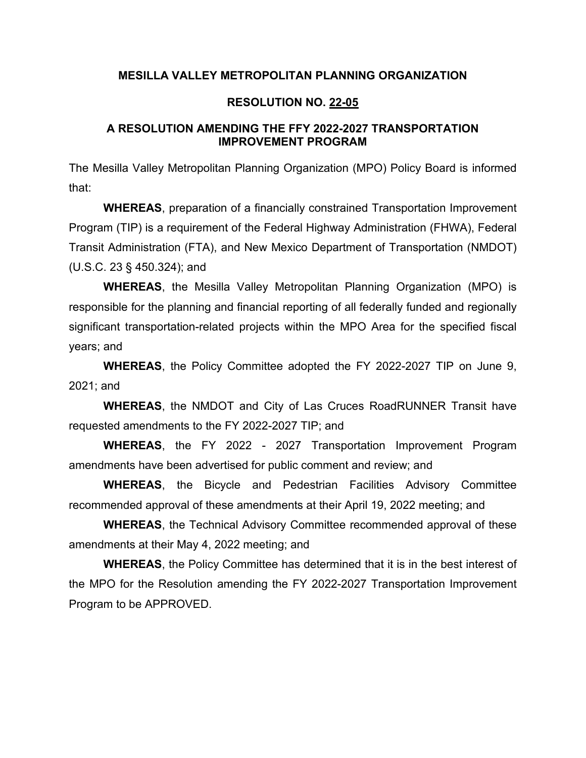# MESILLA VALLEY METROPOLITAN PLANNING ORGANIZATION

## RESOLUTION NO. 22-05

## A RESOLUTION AMENDING THE FFY 2022-2027 TRANSPORTATION IMPROVEMENT PROGRAM

The Mesilla Valley Metropolitan Planning Organization (MPO) Policy Board is informed that:

**WHEREAS**, preparation of a financially constrained Transportation Improvement Program (TIP) is a requirement of the Federal Highway Administration (FHWA), Federal Transit Administration (FTA), and New Mexico Department of Transportation (NMDOT) (U.S.C. 23 § 450.324); and

**WHEREAS**, the Mesilla Valley Metropolitan Planning Organization (MPO) is responsible for the planning and financial reporting of all federally funded and regionally significant transportation-related projects within the MPO Area for the specified fiscal years; and

**WHEREAS**, the Policy Committee adopted the FY 2022-2027 TIP on June 9, 2021; and

**WHEREAS**, the NMDOT and City of Las Cruces RoadRUNNER Transit have requested amendments to the FY 2022-2027 TIP; and

**WHEREAS**, the FY 2022 - 2027 Transportation Improvement Program amendments have been advertised for public comment and review; and

**WHEREAS**, the Bicycle and Pedestrian Facilities Advisory Committee recommended approval of these amendments at their April 19, 2022 meeting; and

**WHEREAS**, the Technical Advisory Committee recommended approval of these amendments at their May 4, 2022 meeting; and

**WHEREAS**, the Policy Committee has determined that it is in the best interest of the MPO for the Resolution amending the FY 2022-2027 Transportation Improvement Program to be APPROVED.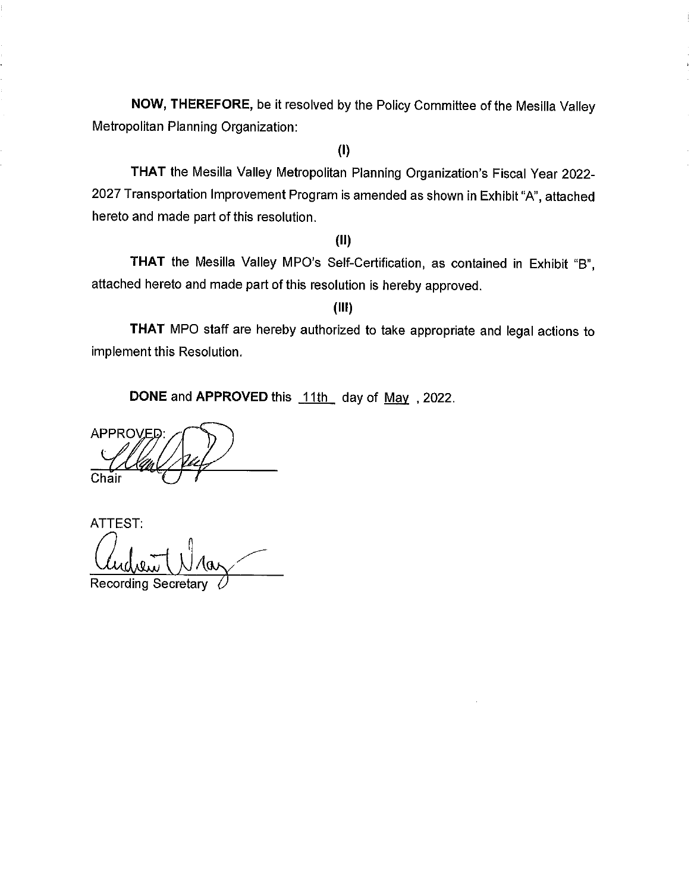**NOW, THEREFORE,** be it resolved by the Policy Committee of the Mesilla Valley Metropolitan Planning Organization:

**(I)**

**THAT** the Mesilla Valley Metropolitan Planning Organization's Fiscal Year 2022-2027 Transportation Improvement Program is amended as shown in Exhibit "A", attached hereto and made part of this resolution.

**(II)**

**THAT** the Mesilla Valley MPO's Self-Certification, as contained in Exhibit "B", attached hereto and made part of this resolution is hereby approved.

**(III)**

**THAT** MPO staff are hereby authorized to take appropriate and legal actions to implement this Resolution.

**DONE** and **APPROVED** this 11th day of May , 2022.

APPROVED:

Chair

ATTEST:

Recording Secretary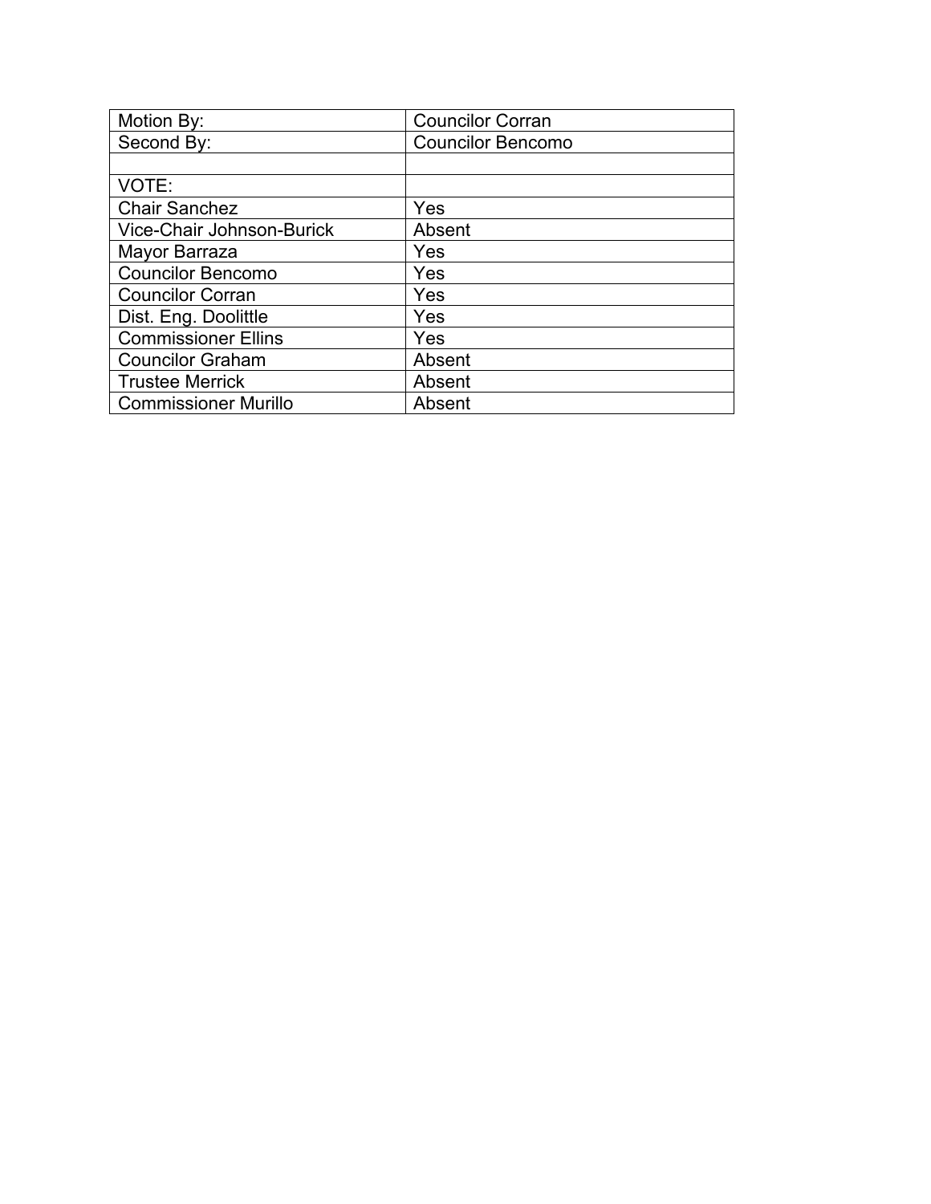| Motion By: | Councilor Corran |
| --- | --- |
| Second By: | Councilor Bencomo |
| | |
| VOTE: | |
| Chair Sanchez | Yes |
| Vice-Chair Johnson-Burick | Absent |
| Mayor Barraza | Yes |
| Councilor Bencomo | Yes |
| Councilor Corran | Yes |
| Dist. Eng. Doolittle | Yes |
| Commissioner Ellins | Yes |
| Councilor Graham | Absent |
| Trustee Merrick | Absent |
| Commissioner Murillo | Absent |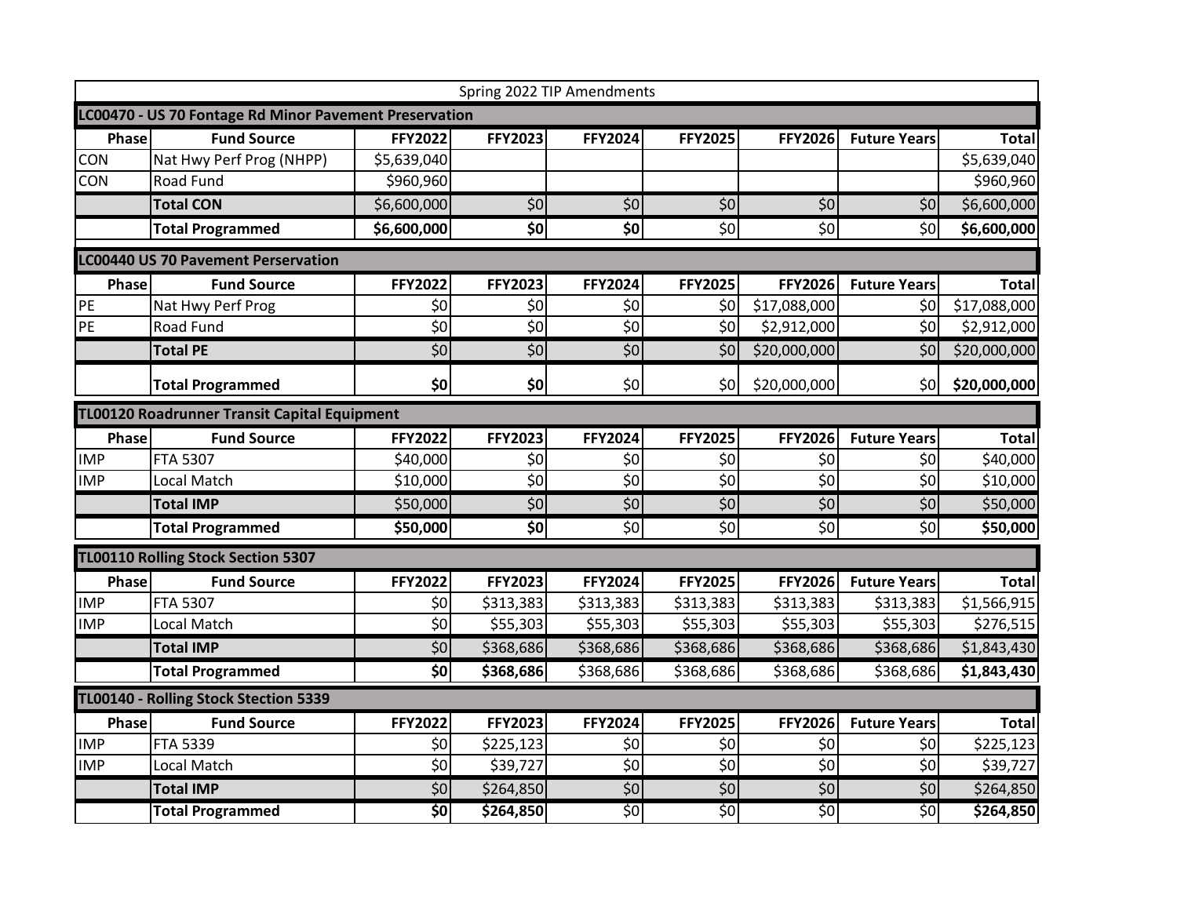## Spring 2022 TIP Amendments

### LC00470 - US 70 Fontage Rd Minor Pavement Preservation

| Phase | Fund Source | FFY2022 | FFY2023 | FFY2024 | FFY2025 | FFY2026 | Future Years | Total |
|---|---|---|---|---|---|---|---|---|
| CON | Nat Hwy Perf Prog (NHPP) | $5,639,040 | | | | | | $5,639,040 |
| CON | Road Fund | $960,960 | | | | | | $960,960 |
| | **Total CON** | $6,600,000 | $0 | $0 | $0 | $0 | $0 | $6,600,000 |
| | **Total Programmed** | **$6,600,000** | **$0** | **$0** | $0 | $0 | $0 | **$6,600,000** |

### LC00440 US 70 Pavement Perservation

| Phase | Fund Source | FFY2022 | FFY2023 | FFY2024 | FFY2025 | FFY2026 | Future Years | Total |
|---|---|---|---|---|---|---|---|---|
| PE | Nat Hwy Perf Prog | $0 | $0 | $0 | $0 | $17,088,000 | $0 | $17,088,000 |
| PE | Road Fund | $0 | $0 | $0 | $0 | $2,912,000 | $0 | $2,912,000 |
| | **Total PE** | $0 | $0 | $0 | $0 | $20,000,000 | $0 | $20,000,000 |
| | **Total Programmed** | **$0** | **$0** | $0 | $0 | $20,000,000 | $0 | **$20,000,000** |

### TL00120 Roadrunner Transit Capital Equipment

| Phase | Fund Source | FFY2022 | FFY2023 | FFY2024 | FFY2025 | FFY2026 | Future Years | Total |
|---|---|---|---|---|---|---|---|---|
| IMP | FTA 5307 | $40,000 | $0 | $0 | $0 | $0 | $0 | $40,000 |
| IMP | Local Match | $10,000 | $0 | $0 | $0 | $0 | $0 | $10,000 |
| | **Total IMP** | $50,000 | $0 | $0 | $0 | $0 | $0 | $50,000 |
| | **Total Programmed** | **$50,000** | **$0** | $0 | $0 | $0 | $0 | **$50,000** |

### TL00110 Rolling Stock Section 5307

| Phase | Fund Source | FFY2022 | FFY2023 | FFY2024 | FFY2025 | FFY2026 | Future Years | Total |
|---|---|---|---|---|---|---|---|---|
| IMP | FTA 5307 | $0 | $313,383 | $313,383 | $313,383 | $313,383 | $313,383 | $1,566,915 |
| IMP | Local Match | $0 | $55,303 | $55,303 | $55,303 | $55,303 | $55,303 | $276,515 |
| | **Total IMP** | $0 | $368,686 | $368,686 | $368,686 | $368,686 | $368,686 | $1,843,430 |
| | **Total Programmed** | **$0** | **$368,686** | $368,686 | $368,686 | $368,686 | $368,686 | **$1,843,430** |

### TL00140 - Rolling Stock Stection 5339

| Phase | Fund Source | FFY2022 | FFY2023 | FFY2024 | FFY2025 | FFY2026 | Future Years | Total |
|---|---|---|---|---|---|---|---|---|
| IMP | FTA 5339 | $0 | $225,123 | $0 | $0 | $0 | $0 | $225,123 |
| IMP | Local Match | $0 | $39,727 | $0 | $0 | $0 | $0 | $39,727 |
| | **Total IMP** | $0 | $264,850 | $0 | $0 | $0 | $0 | $264,850 |
| | **Total Programmed** | **$0** | **$264,850** | $0 | $0 | $0 | $0 | **$264,850** |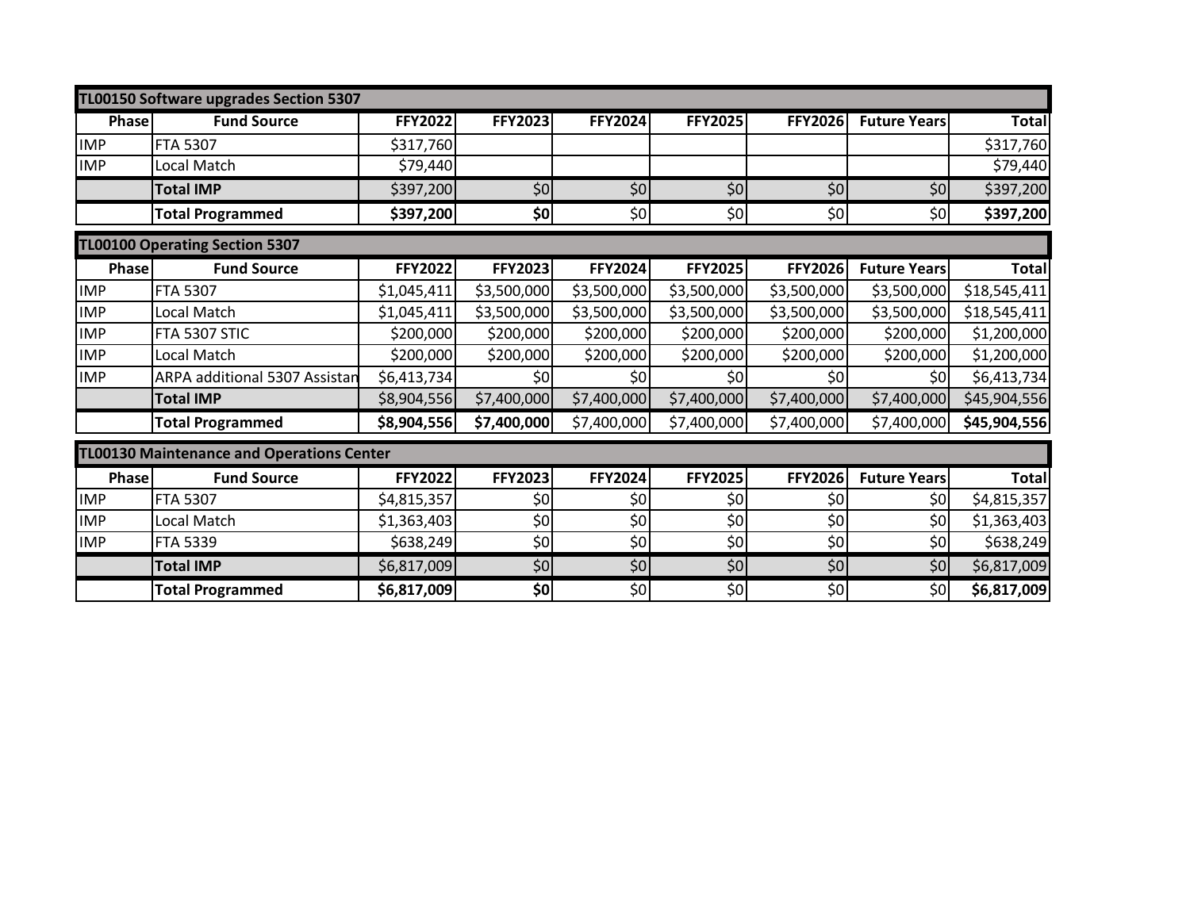| TL00150 Software upgrades Section 5307 | | | | | | | | |
|---|---|---|---|---|---|---|---|---|
| **Phase** | **Fund Source** | **FFY2022** | **FFY2023** | **FFY2024** | **FFY2025** | **FFY2026** | **Future Years** | **Total** |
| IMP | FTA 5307 | $317,760 | | | | | | $317,760 |
| IMP | Local Match | $79,440 | | | | | | $79,440 |
| | **Total IMP** | $397,200 | $0 | $0 | $0 | $0 | $0 | $397,200 |
| | **Total Programmed** | **$397,200** | **$0** | $0 | $0 | $0 | $0 | **$397,200** |

| TL00100 Operating Section 5307 | | | | | | | | |
|---|---|---|---|---|---|---|---|---|
| **Phase** | **Fund Source** | **FFY2022** | **FFY2023** | **FFY2024** | **FFY2025** | **FFY2026** | **Future Years** | **Total** |
| IMP | FTA 5307 | $1,045,411 | $3,500,000 | $3,500,000 | $3,500,000 | $3,500,000 | $3,500,000 | $18,545,411 |
| IMP | Local Match | $1,045,411 | $3,500,000 | $3,500,000 | $3,500,000 | $3,500,000 | $3,500,000 | $18,545,411 |
| IMP | FTA 5307 STIC | $200,000 | $200,000 | $200,000 | $200,000 | $200,000 | $200,000 | $1,200,000 |
| IMP | Local Match | $200,000 | $200,000 | $200,000 | $200,000 | $200,000 | $200,000 | $1,200,000 |
| IMP | ARPA additional 5307 Assistan | $6,413,734 | $0 | $0 | $0 | $0 | $0 | $6,413,734 |
| | **Total IMP** | $8,904,556 | $7,400,000 | $7,400,000 | $7,400,000 | $7,400,000 | $7,400,000 | $45,904,556 |
| | **Total Programmed** | **$8,904,556** | **$7,400,000** | $7,400,000 | $7,400,000 | $7,400,000 | $7,400,000 | **$45,904,556** |

| TL00130 Maintenance and Operations Center | | | | | | | | |
|---|---|---|---|---|---|---|---|---|
| **Phase** | **Fund Source** | **FFY2022** | **FFY2023** | **FFY2024** | **FFY2025** | **FFY2026** | **Future Years** | **Total** |
| IMP | FTA 5307 | $4,815,357 | $0 | $0 | $0 | $0 | $0 | $4,815,357 |
| IMP | Local Match | $1,363,403 | $0 | $0 | $0 | $0 | $0 | $1,363,403 |
| IMP | FTA 5339 | $638,249 | $0 | $0 | $0 | $0 | $0 | $638,249 |
| | **Total IMP** | $6,817,009 | $0 | $0 | $0 | $0 | $0 | $6,817,009 |
| | **Total Programmed** | **$6,817,009** | **$0** | $0 | $0 | $0 | $0 | **$6,817,009** |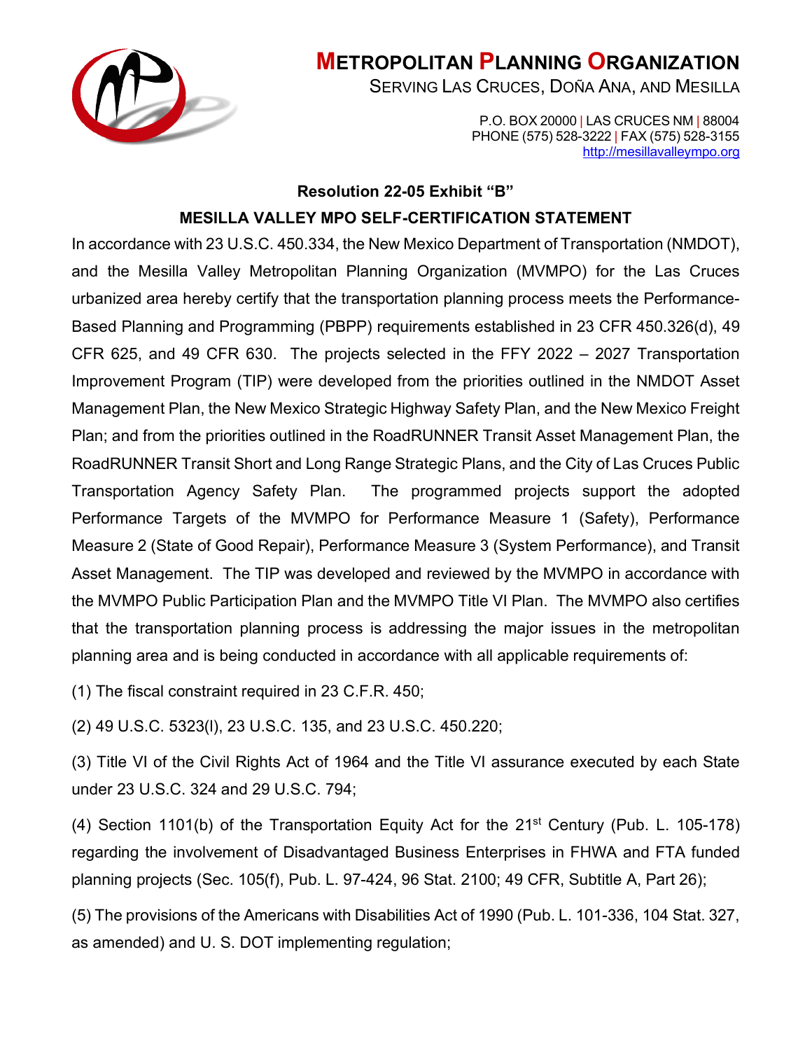# METROPOLITAN PLANNING ORGANIZATION

SERVING LAS CRUCES, DOÑA ANA, AND MESILLA

P.O. BOX 20000 | LAS CRUCES NM | 88004
PHONE (575) 528-3222 | FAX (575) 528-3155
http://mesillavalleympo.org

**Resolution 22-05 Exhibit "B"**

**MESILLA VALLEY MPO SELF-CERTIFICATION STATEMENT**

In accordance with 23 U.S.C. 450.334, the New Mexico Department of Transportation (NMDOT), and the Mesilla Valley Metropolitan Planning Organization (MVMPO) for the Las Cruces urbanized area hereby certify that the transportation planning process meets the Performance-Based Planning and Programming (PBPP) requirements established in 23 CFR 450.326(d), 49 CFR 625, and 49 CFR 630. The projects selected in the FFY 2022 – 2027 Transportation Improvement Program (TIP) were developed from the priorities outlined in the NMDOT Asset Management Plan, the New Mexico Strategic Highway Safety Plan, and the New Mexico Freight Plan; and from the priorities outlined in the RoadRUNNER Transit Asset Management Plan, the RoadRUNNER Transit Short and Long Range Strategic Plans, and the City of Las Cruces Public Transportation Agency Safety Plan. The programmed projects support the adopted Performance Targets of the MVMPO for Performance Measure 1 (Safety), Performance Measure 2 (State of Good Repair), Performance Measure 3 (System Performance), and Transit Asset Management. The TIP was developed and reviewed by the MVMPO in accordance with the MVMPO Public Participation Plan and the MVMPO Title VI Plan. The MVMPO also certifies that the transportation planning process is addressing the major issues in the metropolitan planning area and is being conducted in accordance with all applicable requirements of:

(1) The fiscal constraint required in 23 C.F.R. 450;

(2) 49 U.S.C. 5323(l), 23 U.S.C. 135, and 23 U.S.C. 450.220;

(3) Title VI of the Civil Rights Act of 1964 and the Title VI assurance executed by each State under 23 U.S.C. 324 and 29 U.S.C. 794;

(4) Section 1101(b) of the Transportation Equity Act for the 21st Century (Pub. L. 105-178) regarding the involvement of Disadvantaged Business Enterprises in FHWA and FTA funded planning projects (Sec. 105(f), Pub. L. 97-424, 96 Stat. 2100; 49 CFR, Subtitle A, Part 26);

(5) The provisions of the Americans with Disabilities Act of 1990 (Pub. L. 101-336, 104 Stat. 327, as amended) and U. S. DOT implementing regulation;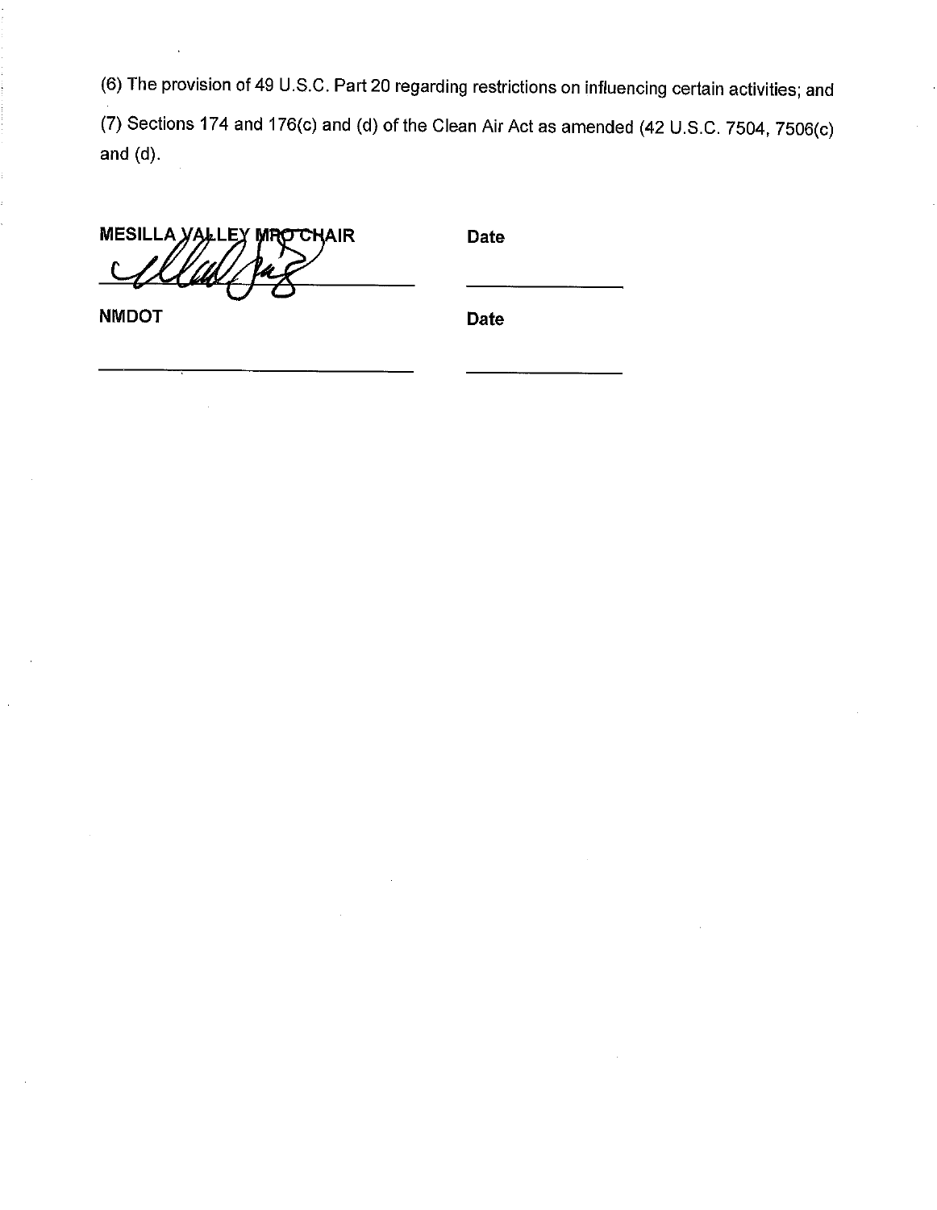(6) The provision of 49 U.S.C. Part 20 regarding restrictions on influencing certain activities; and

(7) Sections 174 and 176(c) and (d) of the Clean Air Act as amended (42 U.S.C. 7504, 7506(c) and (d).

**MESILLA VALLEY MPO CHAIR** **Date**

\_\_\_\_\_\_\_\_\_\_\_\_\_\_\_\_\_\_\_\_\_\_\_\_\_\_\_\_\_\_ \_\_\_\_\_\_\_\_\_\_\_\_\_\_

**NMDOT** **Date**

\_\_\_\_\_\_\_\_\_\_\_\_\_\_\_\_\_\_\_\_\_\_\_\_\_\_\_\_\_\_ \_\_\_\_\_\_\_\_\_\_\_\_\_\_